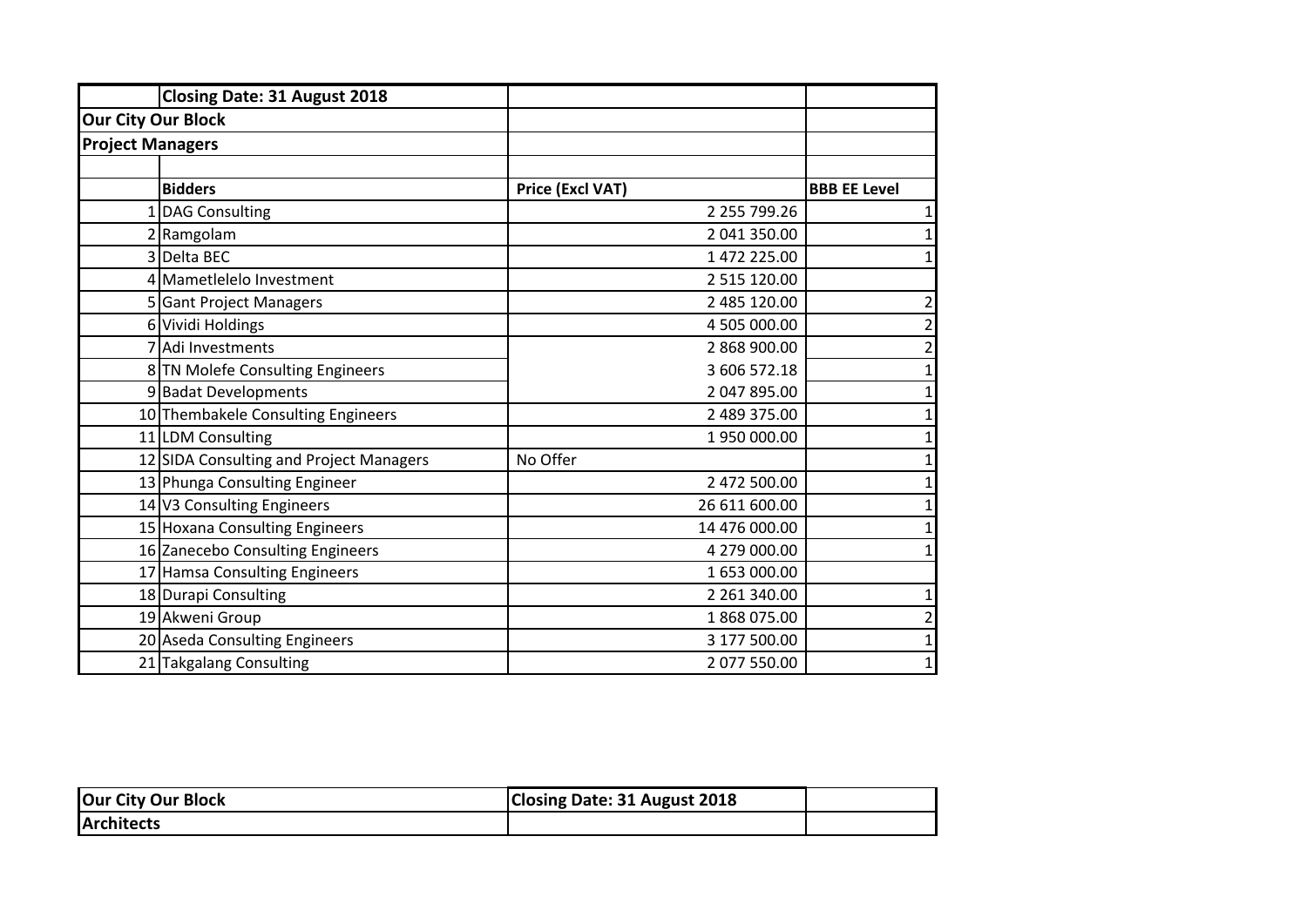| | Closing Date: 31 August 2018 | | |
|---|---|---|---|
| **Our City Our Block** | | | |
| **Project Managers** | | | |
| | | | |
| | **Bidders** | **Price (Excl VAT)** | **BBB EE Level** |
| 1 | DAG Consulting | 2 255 799.26 | 1 |
| 2 | Ramgolam | 2 041 350.00 | 1 |
| 3 | Delta BEC | 1 472 225.00 | 1 |
| 4 | Mametlelelo Investment | 2 515 120.00 | |
| 5 | Gant Project Managers | 2 485 120.00 | 2 |
| 6 | Vividi Holdings | 4 505 000.00 | 2 |
| 7 | Adi Investments | 2 868 900.00 | 2 |
| 8 | TN Molefe Consulting Engineers | 3 606 572.18 | 1 |
| 9 | Badat Developments | 2 047 895.00 | 1 |
| 10 | Thembakele Consulting Engineers | 2 489 375.00 | 1 |
| 11 | LDM Consulting | 1 950 000.00 | 1 |
| 12 | SIDA Consulting and Project Managers | No Offer | 1 |
| 13 | Phunga Consulting Engineer | 2 472 500.00 | 1 |
| 14 | V3 Consulting Engineers | 26 611 600.00 | 1 |
| 15 | Hoxana Consulting Engineers | 14 476 000.00 | 1 |
| 16 | Zanecebo Consulting Engineers | 4 279 000.00 | 1 |
| 17 | Hamsa Consulting Engineers | 1 653 000.00 | |
| 18 | Durapi Consulting | 2 261 340.00 | 1 |
| 19 | Akweni Group | 1 868 075.00 | 2 |
| 20 | Aseda Consulting Engineers | 3 177 500.00 | 1 |
| 21 | Takgalang Consulting | 2 077 550.00 | 1 |

| **Our City Our Block** | **Closing Date: 31 August 2018** | |
|---|---|---|
| **Architects** | | |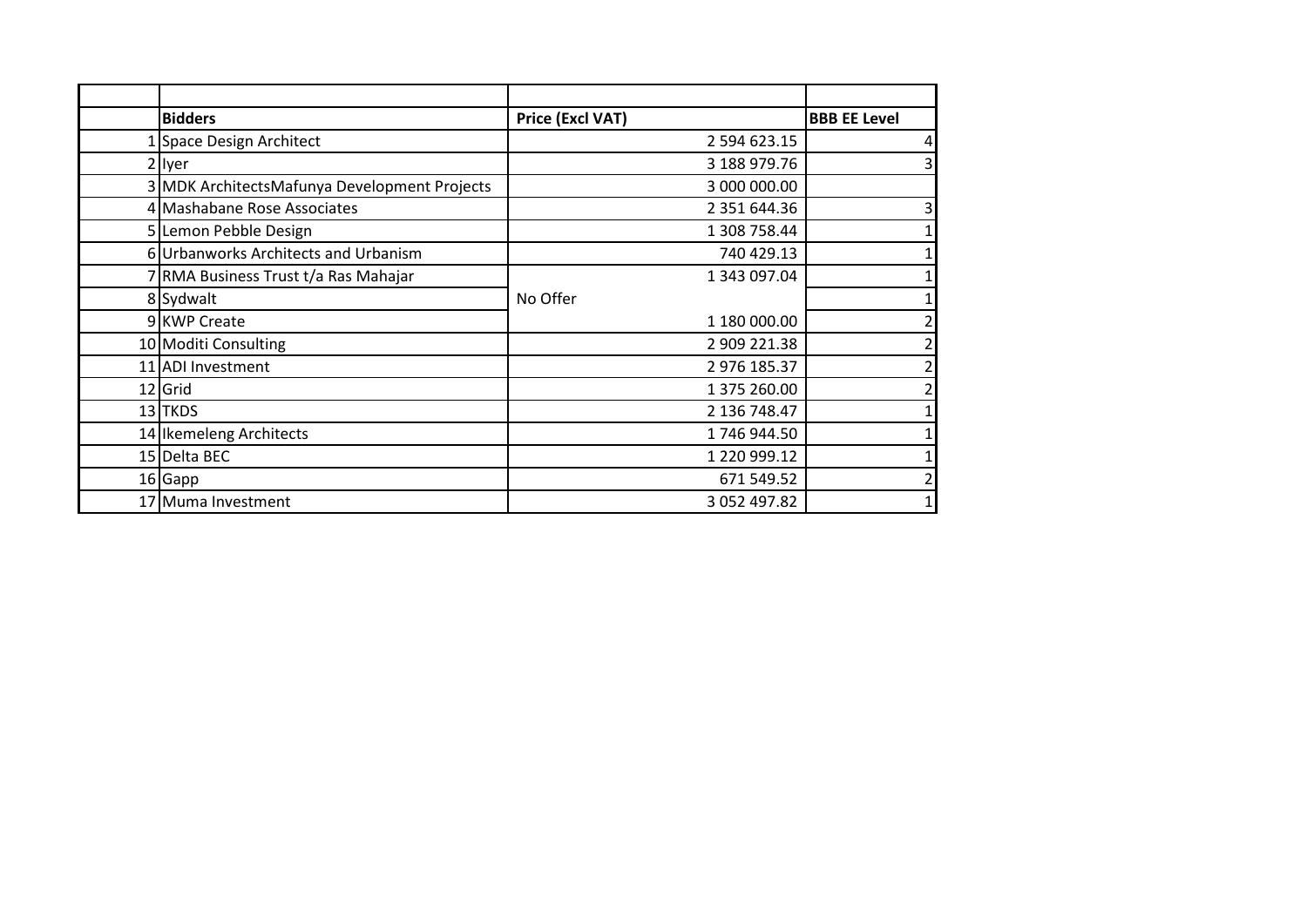| | | | |
|---|---|---|---|
| | **Bidders** | **Price (Excl VAT)** | **BBB EE Level** |
| 1 | Space Design Architect | 2 594 623.15 | 4 |
| 2 | Iyer | 3 188 979.76 | 3 |
| 3 | MDK ArchitectsMafunya Development Projects | 3 000 000.00 | |
| 4 | Mashabane Rose Associates | 2 351 644.36 | 3 |
| 5 | Lemon Pebble Design | 1 308 758.44 | 1 |
| 6 | Urbanworks Architects and Urbanism | 740 429.13 | 1 |
| 7 | RMA Business Trust t/a Ras Mahajar | 1 343 097.04 | 1 |
| 8 | Sydwalt | No Offer | 1 |
| 9 | KWP Create | 1 180 000.00 | 2 |
| 10 | Moditi Consulting | 2 909 221.38 | 2 |
| 11 | ADI Investment | 2 976 185.37 | 2 |
| 12 | Grid | 1 375 260.00 | 2 |
| 13 | TKDS | 2 136 748.47 | 1 |
| 14 | Ikemeleng Architects | 1 746 944.50 | 1 |
| 15 | Delta BEC | 1 220 999.12 | 1 |
| 16 | Gapp | 671 549.52 | 2 |
| 17 | Muma Investment | 3 052 497.82 | 1 |